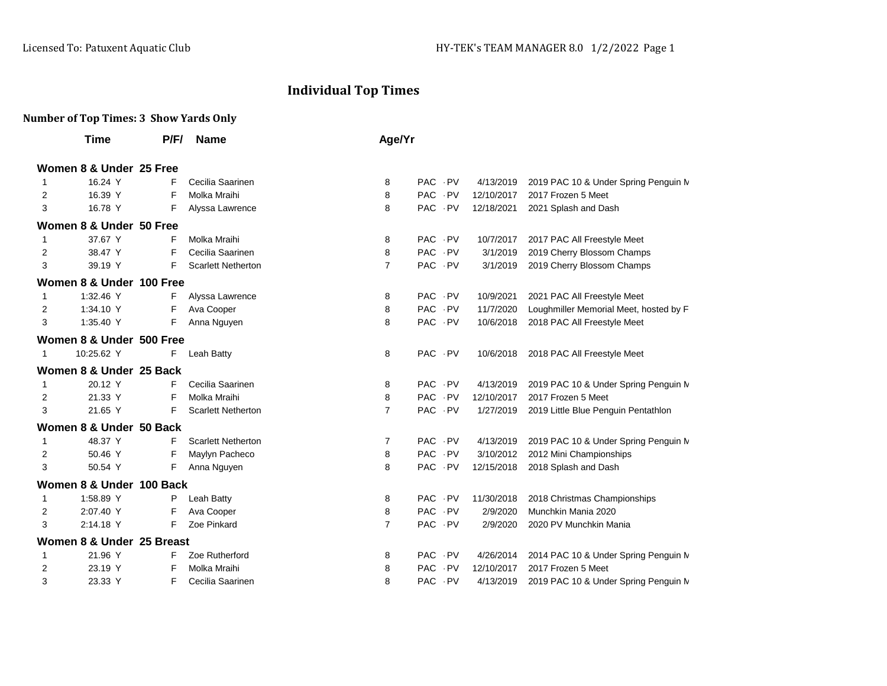# Individual Top Times

**Number of Top Times: 3 Show Yards Only**

| | Time | P/F/ | Name | Age/Yr | | | | |
|---|---|---|---|---|---|---|---|---|
| **Women 8 & Under 25 Free** | | | | | | | | |
| 1 | 16.24 Y | F | Cecilia Saarinen | 8 | PAC | -PV | 4/13/2019 | 2019 PAC 10 & Under Spring Penguin M |
| 2 | 16.39 Y | F | Molka Mraihi | 8 | PAC | -PV | 12/10/2017 | 2017 Frozen 5 Meet |
| 3 | 16.78 Y | F | Alyssa Lawrence | 8 | PAC | -PV | 12/18/2021 | 2021 Splash and Dash |
| **Women 8 & Under 50 Free** | | | | | | | | |
| 1 | 37.67 Y | F | Molka Mraihi | 8 | PAC | -PV | 10/7/2017 | 2017 PAC All Freestyle Meet |
| 2 | 38.47 Y | F | Cecilia Saarinen | 8 | PAC | -PV | 3/1/2019 | 2019 Cherry Blossom Champs |
| 3 | 39.19 Y | F | Scarlett Netherton | 7 | PAC | -PV | 3/1/2019 | 2019 Cherry Blossom Champs |
| **Women 8 & Under 100 Free** | | | | | | | | |
| 1 | 1:32.46 Y | F | Alyssa Lawrence | 8 | PAC | -PV | 10/9/2021 | 2021 PAC All Freestyle Meet |
| 2 | 1:34.10 Y | F | Ava Cooper | 8 | PAC | -PV | 11/7/2020 | Loughmiller Memorial Meet, hosted by F |
| 3 | 1:35.40 Y | F | Anna Nguyen | 8 | PAC | -PV | 10/6/2018 | 2018 PAC All Freestyle Meet |
| **Women 8 & Under 500 Free** | | | | | | | | |
| 1 | 10:25.62 Y | F | Leah Batty | 8 | PAC | -PV | 10/6/2018 | 2018 PAC All Freestyle Meet |
| **Women 8 & Under 25 Back** | | | | | | | | |
| 1 | 20.12 Y | F | Cecilia Saarinen | 8 | PAC | -PV | 4/13/2019 | 2019 PAC 10 & Under Spring Penguin M |
| 2 | 21.33 Y | F | Molka Mraihi | 8 | PAC | -PV | 12/10/2017 | 2017 Frozen 5 Meet |
| 3 | 21.65 Y | F | Scarlett Netherton | 7 | PAC | -PV | 1/27/2019 | 2019 Little Blue Penguin Pentathlon |
| **Women 8 & Under 50 Back** | | | | | | | | |
| 1 | 48.37 Y | F | Scarlett Netherton | 7 | PAC | -PV | 4/13/2019 | 2019 PAC 10 & Under Spring Penguin M |
| 2 | 50.46 Y | F | Maylyn Pacheco | 8 | PAC | -PV | 3/10/2012 | 2012 Mini Championships |
| 3 | 50.54 Y | F | Anna Nguyen | 8 | PAC | -PV | 12/15/2018 | 2018 Splash and Dash |
| **Women 8 & Under 100 Back** | | | | | | | | |
| 1 | 1:58.89 Y | P | Leah Batty | 8 | PAC | -PV | 11/30/2018 | 2018 Christmas Championships |
| 2 | 2:07.40 Y | F | Ava Cooper | 8 | PAC | -PV | 2/9/2020 | Munchkin Mania 2020 |
| 3 | 2:14.18 Y | F | Zoe Pinkard | 7 | PAC | -PV | 2/9/2020 | 2020 PV Munchkin Mania |
| **Women 8 & Under 25 Breast** | | | | | | | | |
| 1 | 21.96 Y | F | Zoe Rutherford | 8 | PAC | -PV | 4/26/2014 | 2014 PAC 10 & Under Spring Penguin M |
| 2 | 23.19 Y | F | Molka Mraihi | 8 | PAC | -PV | 12/10/2017 | 2017 Frozen 5 Meet |
| 3 | 23.33 Y | F | Cecilia Saarinen | 8 | PAC | -PV | 4/13/2019 | 2019 PAC 10 & Under Spring Penguin M |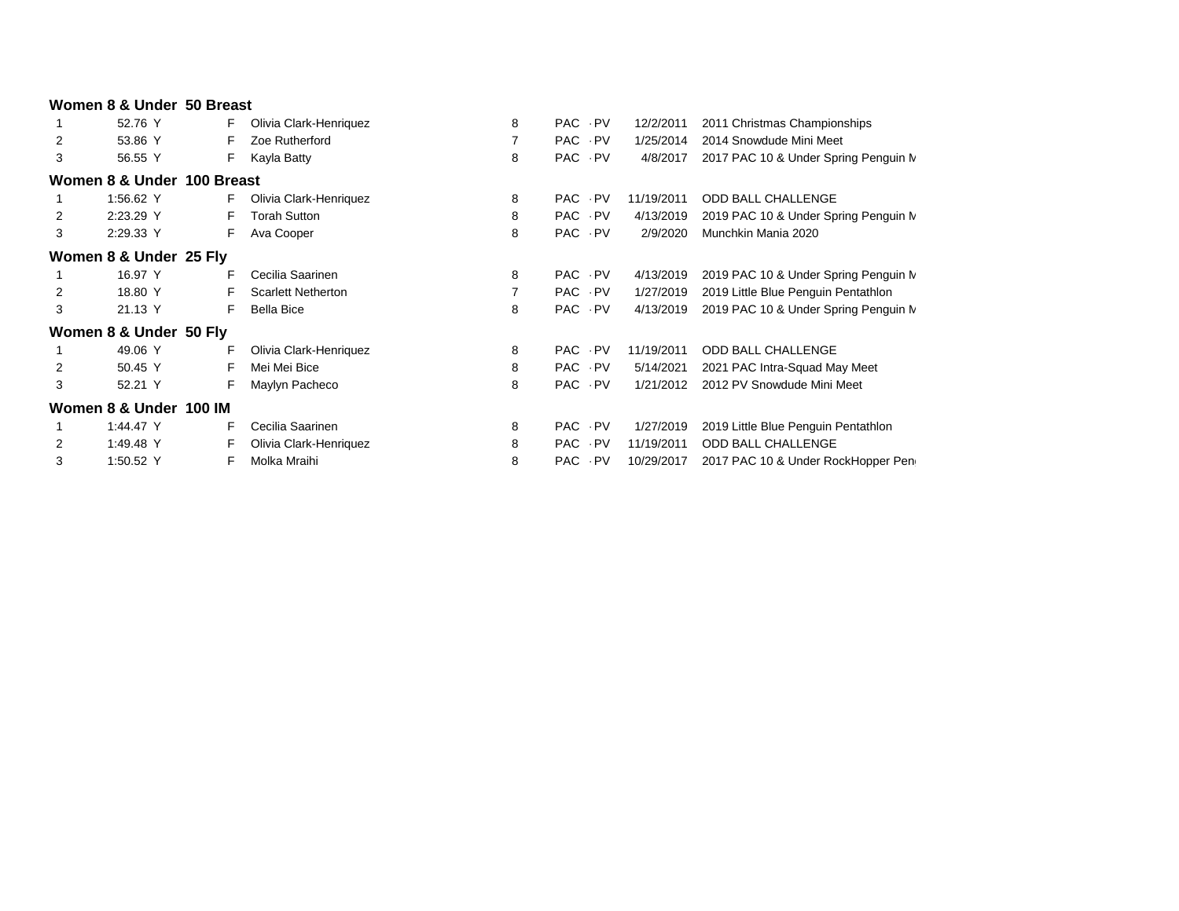**Women 8 & Under 50 Breast**

| | | | | | | | | |
|---|---|---|---|---|---|---|---|---|
| 1 | 52.76 Y | F | Olivia Clark-Henriquez | 8 | PAC | -PV | 12/2/2011 | 2011 Christmas Championships |
| 2 | 53.86 Y | F | Zoe Rutherford | 7 | PAC | -PV | 1/25/2014 | 2014 Snowdude Mini Meet |
| 3 | 56.55 Y | F | Kayla Batty | 8 | PAC | -PV | 4/8/2017 | 2017 PAC 10 & Under Spring Penguin M |

**Women 8 & Under 100 Breast**

| | | | | | | | | |
|---|---|---|---|---|---|---|---|---|
| 1 | 1:56.62 Y | F | Olivia Clark-Henriquez | 8 | PAC | -PV | 11/19/2011 | ODD BALL CHALLENGE |
| 2 | 2:23.29 Y | F | Torah Sutton | 8 | PAC | -PV | 4/13/2019 | 2019 PAC 10 & Under Spring Penguin M |
| 3 | 2:29.33 Y | F | Ava Cooper | 8 | PAC | -PV | 2/9/2020 | Munchkin Mania 2020 |

**Women 8 & Under 25 Fly**

| | | | | | | | | |
|---|---|---|---|---|---|---|---|---|
| 1 | 16.97 Y | F | Cecilia Saarinen | 8 | PAC | -PV | 4/13/2019 | 2019 PAC 10 & Under Spring Penguin M |
| 2 | 18.80 Y | F | Scarlett Netherton | 7 | PAC | -PV | 1/27/2019 | 2019 Little Blue Penguin Pentathlon |
| 3 | 21.13 Y | F | Bella Bice | 8 | PAC | -PV | 4/13/2019 | 2019 PAC 10 & Under Spring Penguin M |

**Women 8 & Under 50 Fly**

| | | | | | | | | |
|---|---|---|---|---|---|---|---|---|
| 1 | 49.06 Y | F | Olivia Clark-Henriquez | 8 | PAC | -PV | 11/19/2011 | ODD BALL CHALLENGE |
| 2 | 50.45 Y | F | Mei Mei Bice | 8 | PAC | -PV | 5/14/2021 | 2021 PAC Intra-Squad May Meet |
| 3 | 52.21 Y | F | Maylyn Pacheco | 8 | PAC | -PV | 1/21/2012 | 2012 PV Snowdude Mini Meet |

**Women 8 & Under 100 IM**

| | | | | | | | | |
|---|---|---|---|---|---|---|---|---|
| 1 | 1:44.47 Y | F | Cecilia Saarinen | 8 | PAC | -PV | 1/27/2019 | 2019 Little Blue Penguin Pentathlon |
| 2 | 1:49.48 Y | F | Olivia Clark-Henriquez | 8 | PAC | -PV | 11/19/2011 | ODD BALL CHALLENGE |
| 3 | 1:50.52 Y | F | Molka Mraihi | 8 | PAC | -PV | 10/29/2017 | 2017 PAC 10 & Under RockHopper Pen |